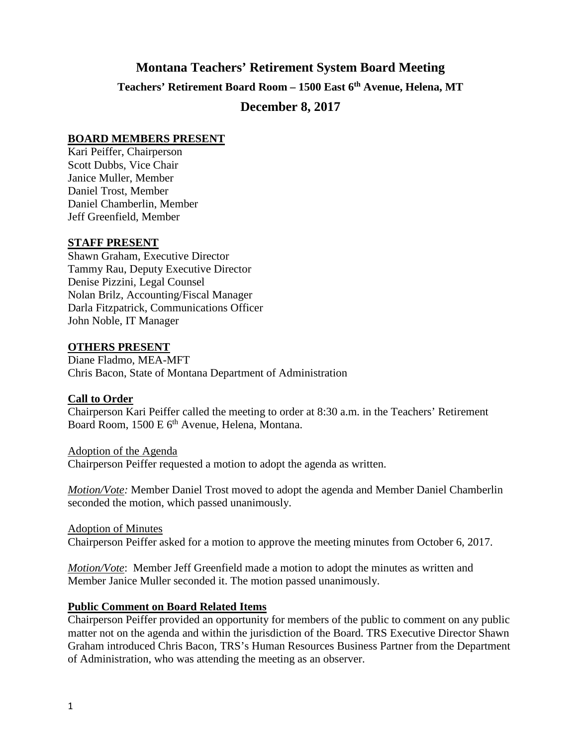# Montana Teachers' Retirement System Board Meeting

### Teachers' Retirement Board Room – 1500 East 6th Avenue, Helena, MT

## December 8, 2017

**BOARD MEMBERS PRESENT**

Kari Peiffer, Chairperson
Scott Dubbs, Vice Chair
Janice Muller, Member
Daniel Trost, Member
Daniel Chamberlin, Member
Jeff Greenfield, Member

**STAFF PRESENT**

Shawn Graham, Executive Director
Tammy Rau, Deputy Executive Director
Denise Pizzini, Legal Counsel
Nolan Brilz, Accounting/Fiscal Manager
Darla Fitzpatrick, Communications Officer
John Noble, IT Manager

**OTHERS PRESENT**

Diane Fladmo, MEA-MFT
Chris Bacon, State of Montana Department of Administration

**Call to Order**

Chairperson Kari Peiffer called the meeting to order at 8:30 a.m. in the Teachers' Retirement Board Room, 1500 E 6th Avenue, Helena, Montana.

Adoption of the Agenda

Chairperson Peiffer requested a motion to adopt the agenda as written.

*Motion/Vote:* Member Daniel Trost moved to adopt the agenda and Member Daniel Chamberlin seconded the motion, which passed unanimously.

Adoption of Minutes

Chairperson Peiffer asked for a motion to approve the meeting minutes from October 6, 2017.

*Motion/Vote*: Member Jeff Greenfield made a motion to adopt the minutes as written and Member Janice Muller seconded it. The motion passed unanimously.

**Public Comment on Board Related Items**

Chairperson Peiffer provided an opportunity for members of the public to comment on any public matter not on the agenda and within the jurisdiction of the Board. TRS Executive Director Shawn Graham introduced Chris Bacon, TRS's Human Resources Business Partner from the Department of Administration, who was attending the meeting as an observer.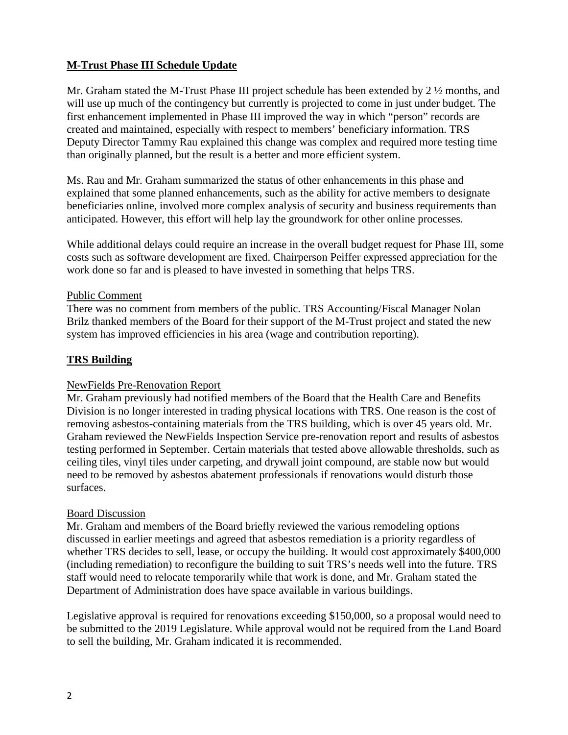## **M-Trust Phase III Schedule Update**

Mr. Graham stated the M-Trust Phase III project schedule has been extended by 2 ½ months, and will use up much of the contingency but currently is projected to come in just under budget. The first enhancement implemented in Phase III improved the way in which "person" records are created and maintained, especially with respect to members' beneficiary information. TRS Deputy Director Tammy Rau explained this change was complex and required more testing time than originally planned, but the result is a better and more efficient system.

Ms. Rau and Mr. Graham summarized the status of other enhancements in this phase and explained that some planned enhancements, such as the ability for active members to designate beneficiaries online, involved more complex analysis of security and business requirements than anticipated. However, this effort will help lay the groundwork for other online processes.

While additional delays could require an increase in the overall budget request for Phase III, some costs such as software development are fixed. Chairperson Peiffer expressed appreciation for the work done so far and is pleased to have invested in something that helps TRS.

### Public Comment

There was no comment from members of the public. TRS Accounting/Fiscal Manager Nolan Brilz thanked members of the Board for their support of the M-Trust project and stated the new system has improved efficiencies in his area (wage and contribution reporting).

## **TRS Building**

### NewFields Pre-Renovation Report

Mr. Graham previously had notified members of the Board that the Health Care and Benefits Division is no longer interested in trading physical locations with TRS. One reason is the cost of removing asbestos-containing materials from the TRS building, which is over 45 years old. Mr. Graham reviewed the NewFields Inspection Service pre-renovation report and results of asbestos testing performed in September. Certain materials that tested above allowable thresholds, such as ceiling tiles, vinyl tiles under carpeting, and drywall joint compound, are stable now but would need to be removed by asbestos abatement professionals if renovations would disturb those surfaces.

### Board Discussion

Mr. Graham and members of the Board briefly reviewed the various remodeling options discussed in earlier meetings and agreed that asbestos remediation is a priority regardless of whether TRS decides to sell, lease, or occupy the building. It would cost approximately $400,000 (including remediation) to reconfigure the building to suit TRS's needs well into the future. TRS staff would need to relocate temporarily while that work is done, and Mr. Graham stated the Department of Administration does have space available in various buildings.

Legislative approval is required for renovations exceeding $150,000, so a proposal would need to be submitted to the 2019 Legislature. While approval would not be required from the Land Board to sell the building, Mr. Graham indicated it is recommended.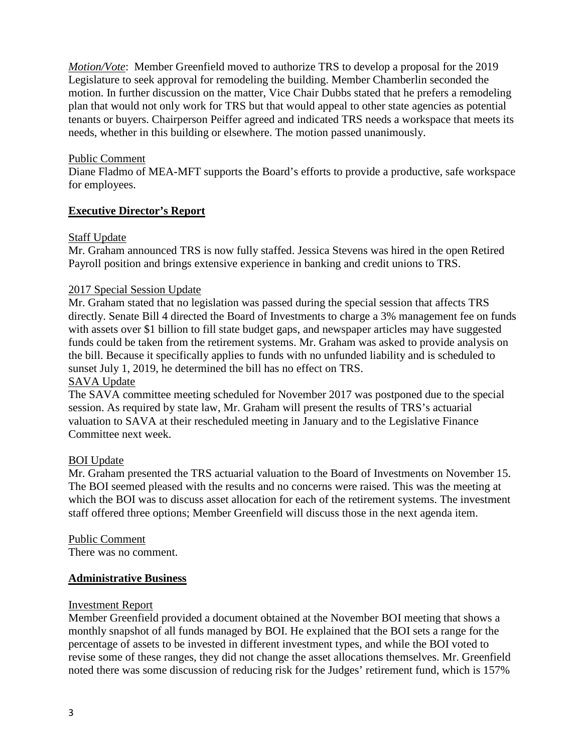*Motion/Vote*: Member Greenfield moved to authorize TRS to develop a proposal for the 2019 Legislature to seek approval for remodeling the building. Member Chamberlin seconded the motion. In further discussion on the matter, Vice Chair Dubbs stated that he prefers a remodeling plan that would not only work for TRS but that would appeal to other state agencies as potential tenants or buyers. Chairperson Peiffer agreed and indicated TRS needs a workspace that meets its needs, whether in this building or elsewhere. The motion passed unanimously.

Public Comment
Diane Fladmo of MEA-MFT supports the Board's efforts to provide a productive, safe workspace for employees.

## Executive Director's Report

Staff Update
Mr. Graham announced TRS is now fully staffed. Jessica Stevens was hired in the open Retired Payroll position and brings extensive experience in banking and credit unions to TRS.

2017 Special Session Update
Mr. Graham stated that no legislation was passed during the special session that affects TRS directly. Senate Bill 4 directed the Board of Investments to charge a 3% management fee on funds with assets over $1 billion to fill state budget gaps, and newspaper articles may have suggested funds could be taken from the retirement systems. Mr. Graham was asked to provide analysis on the bill. Because it specifically applies to funds with no unfunded liability and is scheduled to sunset July 1, 2019, he determined the bill has no effect on TRS.

SAVA Update
The SAVA committee meeting scheduled for November 2017 was postponed due to the special session. As required by state law, Mr. Graham will present the results of TRS's actuarial valuation to SAVA at their rescheduled meeting in January and to the Legislative Finance Committee next week.

BOI Update
Mr. Graham presented the TRS actuarial valuation to the Board of Investments on November 15. The BOI seemed pleased with the results and no concerns were raised. This was the meeting at which the BOI was to discuss asset allocation for each of the retirement systems. The investment staff offered three options; Member Greenfield will discuss those in the next agenda item.

Public Comment
There was no comment.

## Administrative Business

Investment Report
Member Greenfield provided a document obtained at the November BOI meeting that shows a monthly snapshot of all funds managed by BOI. He explained that the BOI sets a range for the percentage of assets to be invested in different investment types, and while the BOI voted to revise some of these ranges, they did not change the asset allocations themselves. Mr. Greenfield noted there was some discussion of reducing risk for the Judges' retirement fund, which is 157%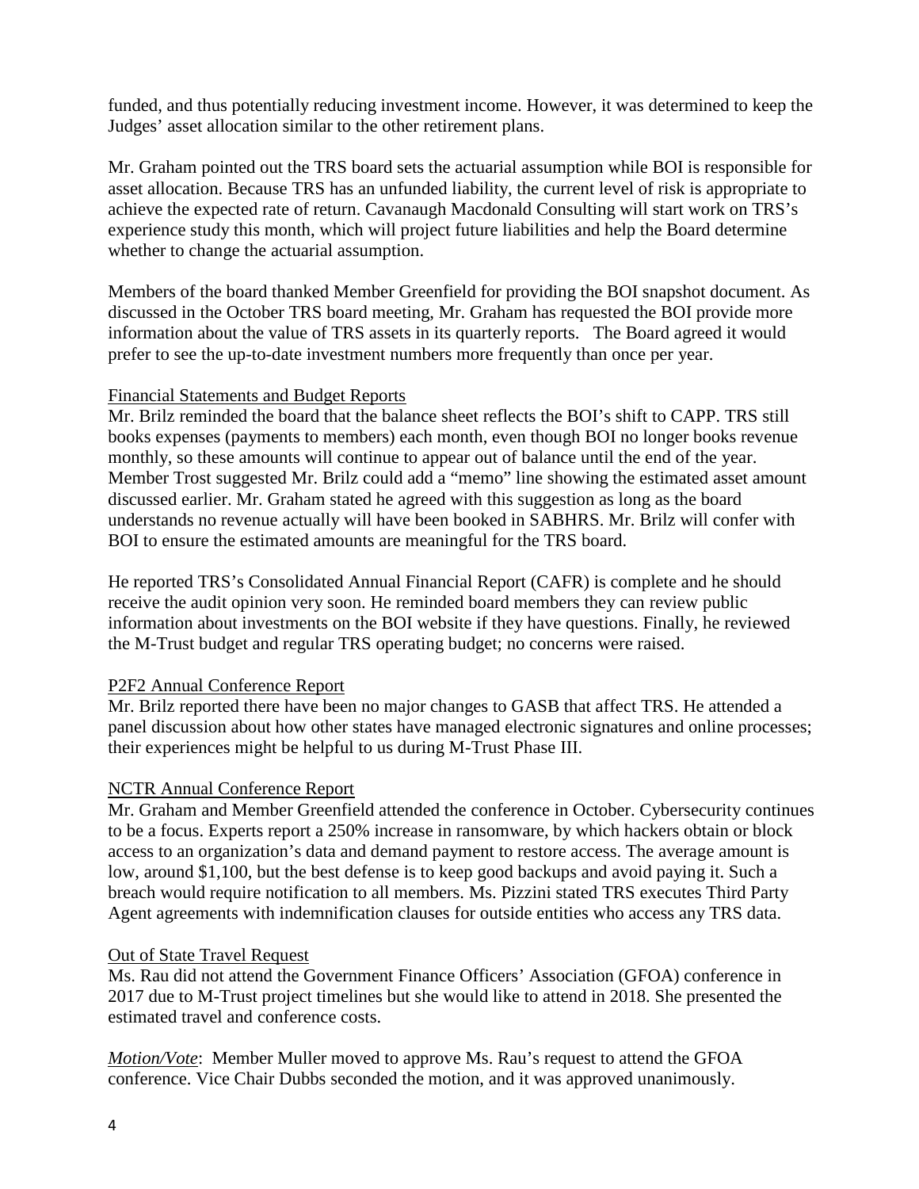funded, and thus potentially reducing investment income. However, it was determined to keep the Judges' asset allocation similar to the other retirement plans.

Mr. Graham pointed out the TRS board sets the actuarial assumption while BOI is responsible for asset allocation. Because TRS has an unfunded liability, the current level of risk is appropriate to achieve the expected rate of return. Cavanaugh Macdonald Consulting will start work on TRS's experience study this month, which will project future liabilities and help the Board determine whether to change the actuarial assumption.

Members of the board thanked Member Greenfield for providing the BOI snapshot document. As discussed in the October TRS board meeting, Mr. Graham has requested the BOI provide more information about the value of TRS assets in its quarterly reports. The Board agreed it would prefer to see the up-to-date investment numbers more frequently than once per year.

Financial Statements and Budget Reports

Mr. Brilz reminded the board that the balance sheet reflects the BOI's shift to CAPP. TRS still books expenses (payments to members) each month, even though BOI no longer books revenue monthly, so these amounts will continue to appear out of balance until the end of the year. Member Trost suggested Mr. Brilz could add a "memo" line showing the estimated asset amount discussed earlier. Mr. Graham stated he agreed with this suggestion as long as the board understands no revenue actually will have been booked in SABHRS. Mr. Brilz will confer with BOI to ensure the estimated amounts are meaningful for the TRS board.

He reported TRS's Consolidated Annual Financial Report (CAFR) is complete and he should receive the audit opinion very soon. He reminded board members they can review public information about investments on the BOI website if they have questions. Finally, he reviewed the M-Trust budget and regular TRS operating budget; no concerns were raised.

P2F2 Annual Conference Report

Mr. Brilz reported there have been no major changes to GASB that affect TRS. He attended a panel discussion about how other states have managed electronic signatures and online processes; their experiences might be helpful to us during M-Trust Phase III.

NCTR Annual Conference Report

Mr. Graham and Member Greenfield attended the conference in October. Cybersecurity continues to be a focus. Experts report a 250% increase in ransomware, by which hackers obtain or block access to an organization's data and demand payment to restore access. The average amount is low, around $1,100, but the best defense is to keep good backups and avoid paying it. Such a breach would require notification to all members. Ms. Pizzini stated TRS executes Third Party Agent agreements with indemnification clauses for outside entities who access any TRS data.

Out of State Travel Request

Ms. Rau did not attend the Government Finance Officers' Association (GFOA) conference in 2017 due to M-Trust project timelines but she would like to attend in 2018. She presented the estimated travel and conference costs.

*Motion/Vote*: Member Muller moved to approve Ms. Rau's request to attend the GFOA conference. Vice Chair Dubbs seconded the motion, and it was approved unanimously.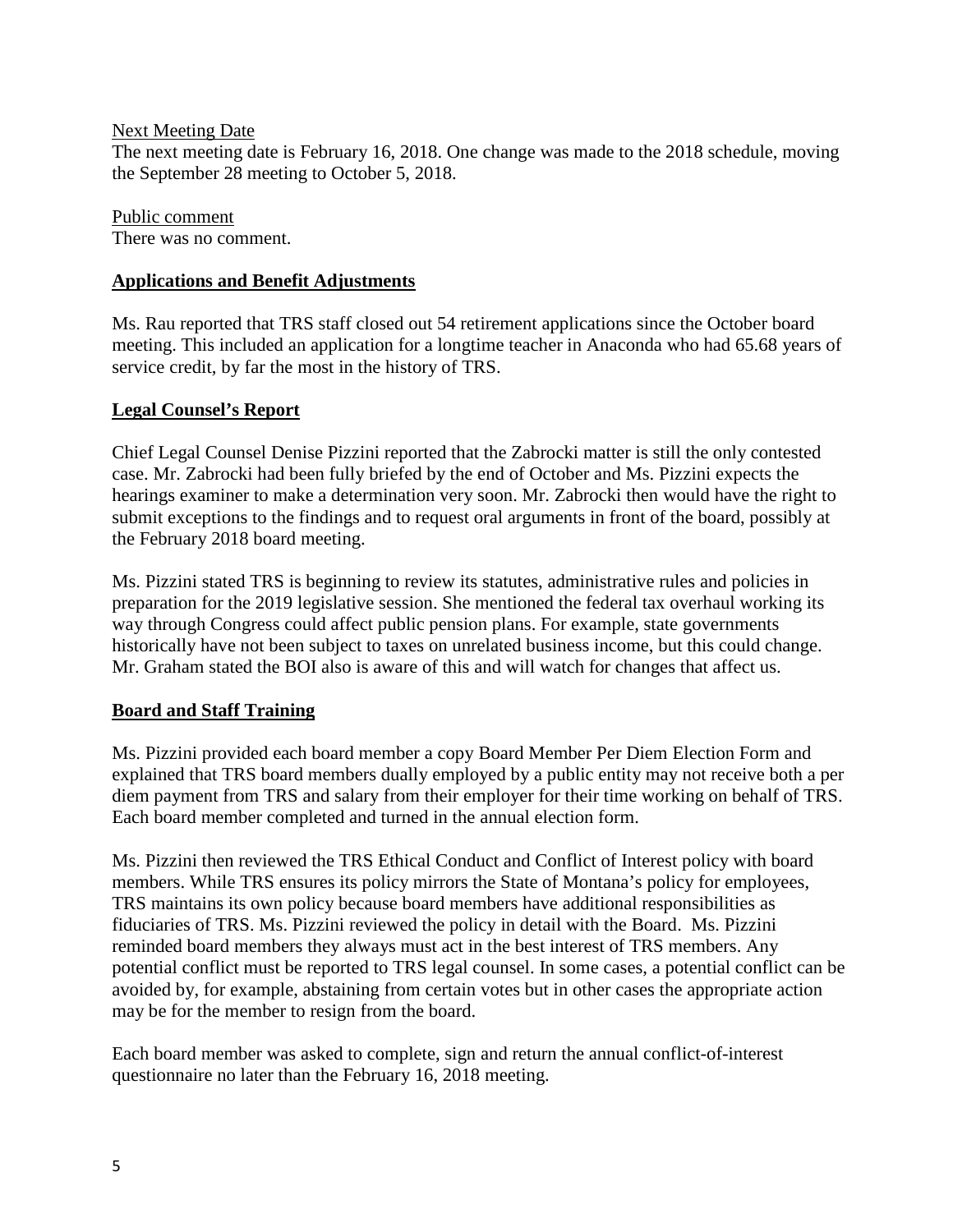Next Meeting Date

The next meeting date is February 16, 2018. One change was made to the 2018 schedule, moving the September 28 meeting to October 5, 2018.

Public comment

There was no comment.

## Applications and Benefit Adjustments

Ms. Rau reported that TRS staff closed out 54 retirement applications since the October board meeting. This included an application for a longtime teacher in Anaconda who had 65.68 years of service credit, by far the most in the history of TRS.

## Legal Counsel's Report

Chief Legal Counsel Denise Pizzini reported that the Zabrocki matter is still the only contested case. Mr. Zabrocki had been fully briefed by the end of October and Ms. Pizzini expects the hearings examiner to make a determination very soon. Mr. Zabrocki then would have the right to submit exceptions to the findings and to request oral arguments in front of the board, possibly at the February 2018 board meeting.

Ms. Pizzini stated TRS is beginning to review its statutes, administrative rules and policies in preparation for the 2019 legislative session. She mentioned the federal tax overhaul working its way through Congress could affect public pension plans. For example, state governments historically have not been subject to taxes on unrelated business income, but this could change. Mr. Graham stated the BOI also is aware of this and will watch for changes that affect us.

## Board and Staff Training

Ms. Pizzini provided each board member a copy Board Member Per Diem Election Form and explained that TRS board members dually employed by a public entity may not receive both a per diem payment from TRS and salary from their employer for their time working on behalf of TRS. Each board member completed and turned in the annual election form.

Ms. Pizzini then reviewed the TRS Ethical Conduct and Conflict of Interest policy with board members. While TRS ensures its policy mirrors the State of Montana's policy for employees, TRS maintains its own policy because board members have additional responsibilities as fiduciaries of TRS. Ms. Pizzini reviewed the policy in detail with the Board. Ms. Pizzini reminded board members they always must act in the best interest of TRS members. Any potential conflict must be reported to TRS legal counsel. In some cases, a potential conflict can be avoided by, for example, abstaining from certain votes but in other cases the appropriate action may be for the member to resign from the board.

Each board member was asked to complete, sign and return the annual conflict-of-interest questionnaire no later than the February 16, 2018 meeting.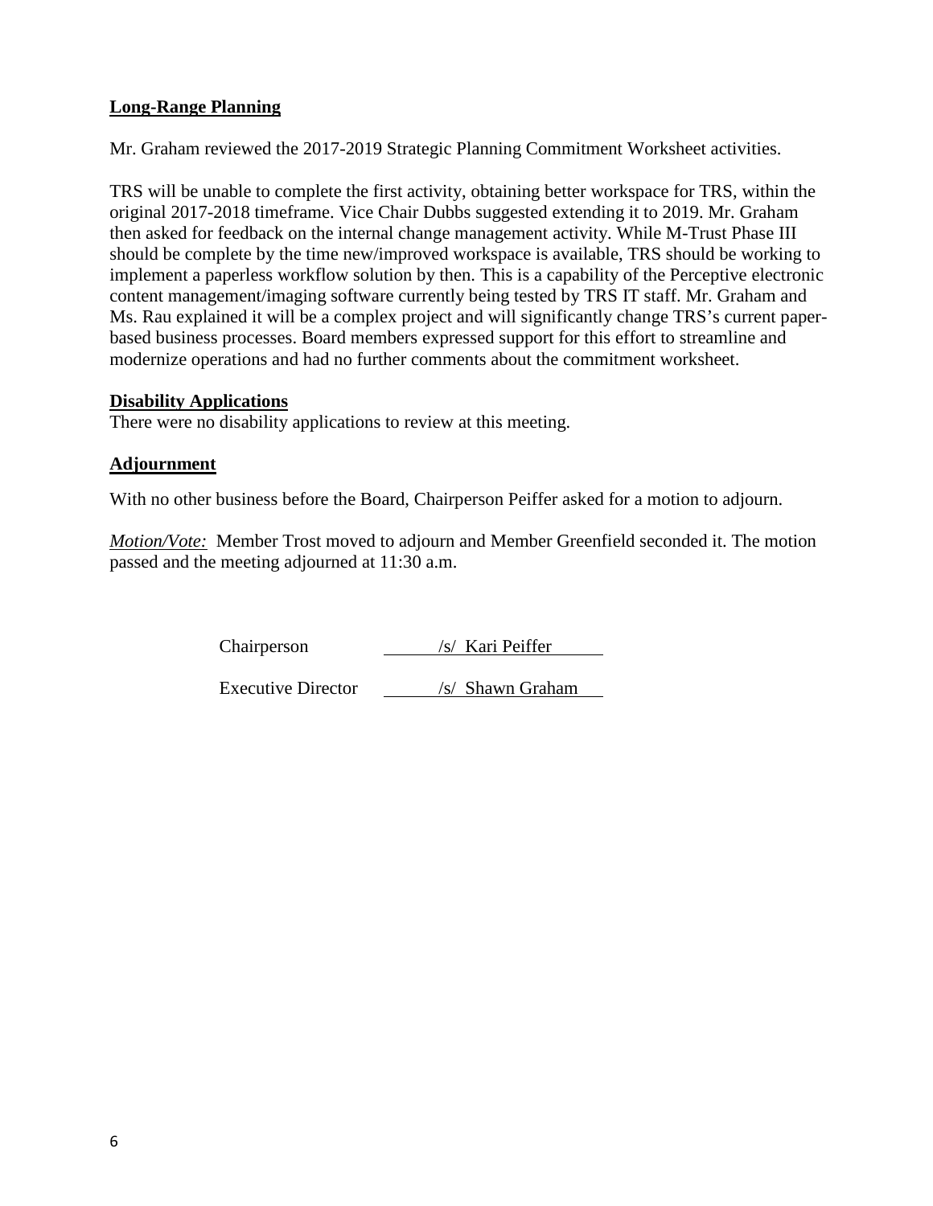## Long-Range Planning

Mr. Graham reviewed the 2017-2019 Strategic Planning Commitment Worksheet activities.

TRS will be unable to complete the first activity, obtaining better workspace for TRS, within the original 2017-2018 timeframe. Vice Chair Dubbs suggested extending it to 2019. Mr. Graham then asked for feedback on the internal change management activity. While M-Trust Phase III should be complete by the time new/improved workspace is available, TRS should be working to implement a paperless workflow solution by then. This is a capability of the Perceptive electronic content management/imaging software currently being tested by TRS IT staff. Mr. Graham and Ms. Rau explained it will be a complex project and will significantly change TRS's current paper-based business processes. Board members expressed support for this effort to streamline and modernize operations and had no further comments about the commitment worksheet.

## Disability Applications

There were no disability applications to review at this meeting.

## Adjournment

With no other business before the Board, Chairperson Peiffer asked for a motion to adjourn.

*Motion/Vote:* Member Trost moved to adjourn and Member Greenfield seconded it. The motion passed and the meeting adjourned at 11:30 a.m.

Chairperson /s/ Kari Peiffer

Executive Director /s/ Shawn Graham